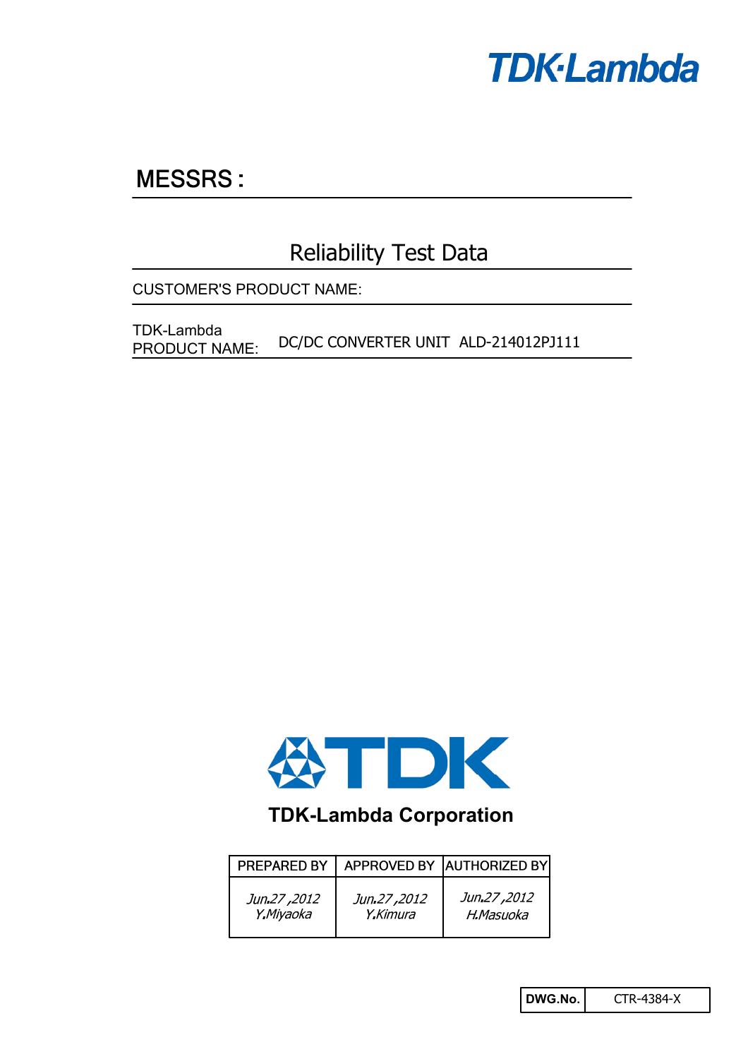TDK-Lambda

# MESSRS :

## Reliability Test Data

CUSTOMER'S PRODUCT NAME:

TDK-Lambda PRODUCT NAME: DC/DC CONVERTER UNIT ALD-214012PJ111

TDK

**TDK-Lambda Corporation**

| PREPARED BY | APPROVED BY | AUTHORIZED BY |
|---|---|---|
| *Jun.27 ,2012 Y.Miyaoka* | *Jun.27 ,2012 Y.Kimura* | *Jun.27 ,2012 H.Masuoka* |

| **DWG.No.** | CTR-4384-X |
|---|---|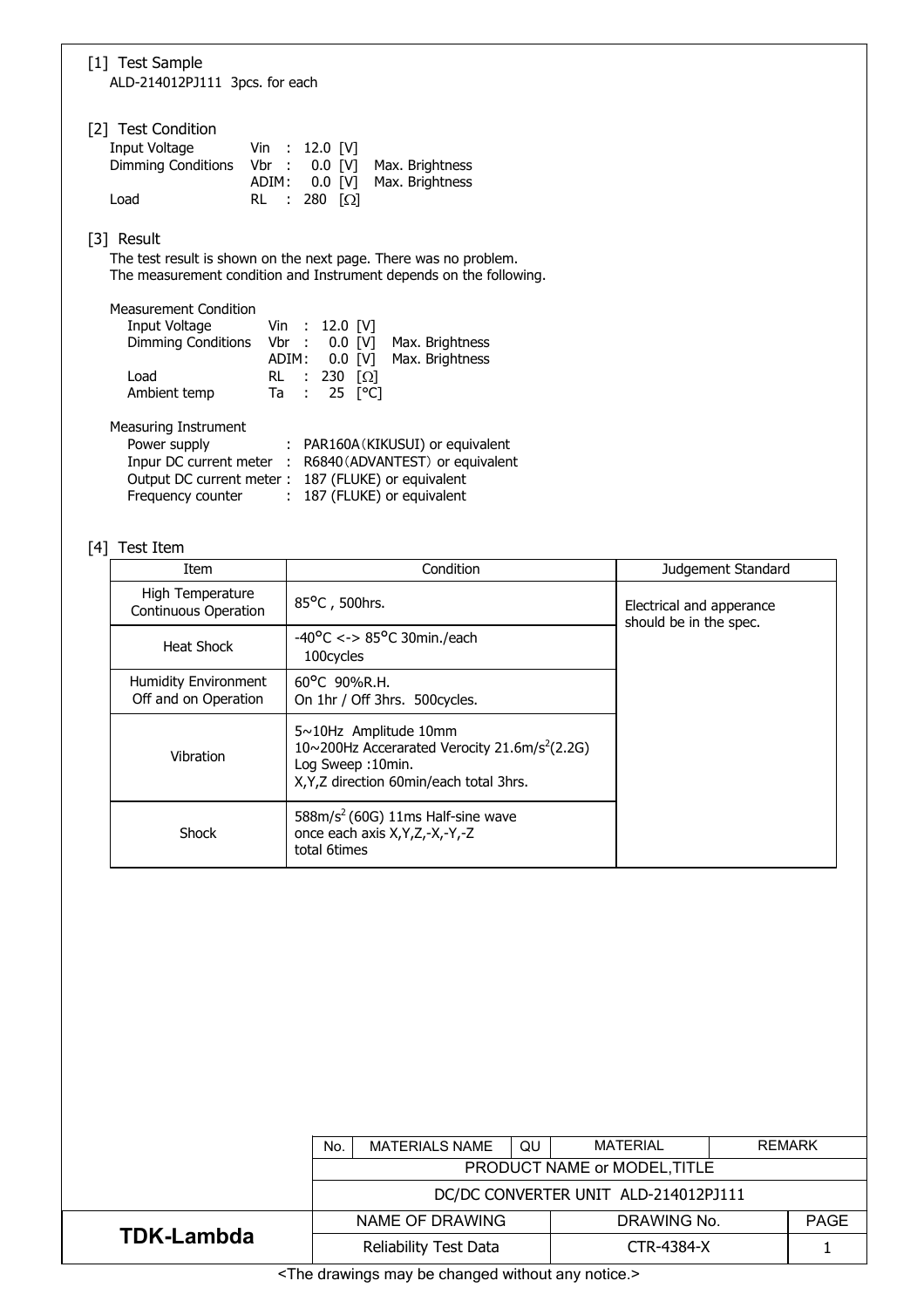## [1] Test Sample

ALD-214012PJ111 3pcs. for each

## [2] Test Condition

| | | |
|---|---|---|
| Input Voltage | Vin : 12.0 [V] | |
| Dimming Conditions | Vbr : 0.0 [V] | Max. Brightness |
| | ADIM : 0.0 [V] | Max. Brightness |
| Load | RL : 280 [Ω] | |

## [3] Result

The test result is shown on the next page. There was no problem.
The measurement condition and Instrument depends on the following.

Measurement Condition

| | | |
|---|---|---|
| Input Voltage | Vin : 12.0 [V] | |
| Dimming Conditions | Vbr : 0.0 [V] | Max. Brightness |
| | ADIM : 0.0 [V] | Max. Brightness |
| Load | RL : 230 [Ω] | |
| Ambient temp | Ta : 25 [°C] | |

Measuring Instrument

| | |
|---|---|
| Power supply | : PAR160A（KIKUSUI) or equivalent |
| Inpur DC current meter | : R6840（ADVANTEST）or equivalent |
| Output DC current meter | : 187 (FLUKE) or equivalent |
| Frequency counter | : 187 (FLUKE) or equivalent |

## [4] Test Item

| Item | Condition | Judgement Standard |
|---|---|---|
| High Temperature Continuous Operation | 85°C , 500hrs. | Electrical and apperance should be in the spec. |
| Heat Shock | -40°C <-> 85°C 30min./each 100cycles | |
| Humidity Environment Off and on Operation | 60°C 90%R.H. On 1hr / Off 3hrs. 500cycles. | |
| Vibration | 5~10Hz Amplitude 10mm<br>10~200Hz Accerarated Verocity 21.6m/$s^2$(2.2G)<br>Log Sweep :10min.<br>X,Y,Z direction 60min/each total 3hrs. | |
| Shock | 588m/$s^2$ (60G) 11ms Half-sine wave<br>once each axis X,Y,Z,-X,-Y,-Z<br>total 6times | |

| No. | MATERIALS NAME | QU | MATERIAL | REMARK |
|---|---|---|---|---|
| PRODUCT NAME or MODEL,TITLE | | | | |
| DC/DC CONVERTER UNIT ALD-214012PJ111 | | | | |

| TDK-Lambda | NAME OF DRAWING | DRAWING No. | PAGE |
|---|---|---|---|
| | Reliability Test Data | CTR-4384-X | 1 |

<The drawings may be changed without any notice.>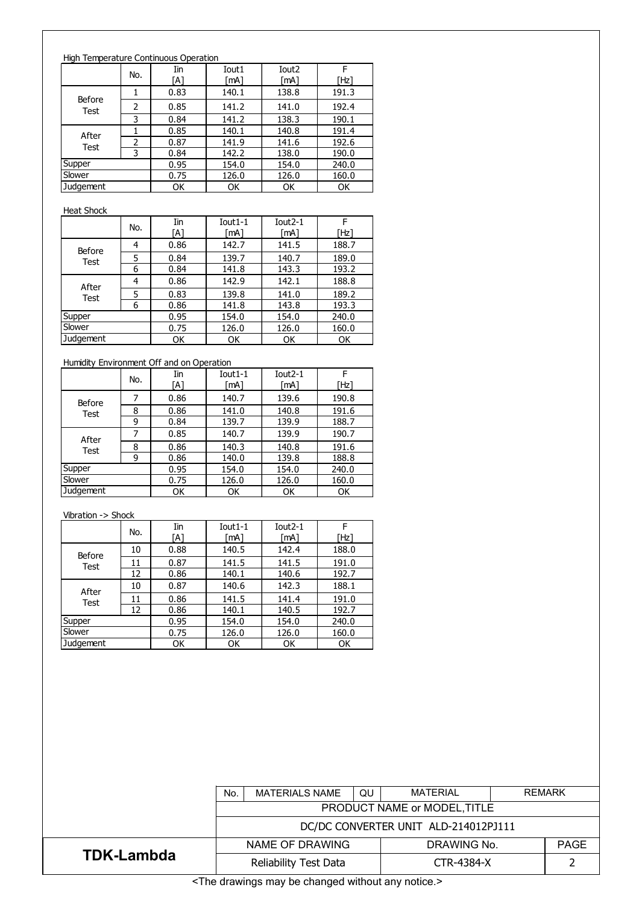High Temperature Continuous Operation

| | No. | Iin [A] | Iout1 [mA] | Iout2 [mA] | F [Hz] |
|---|---|---|---|---|---|
| Before Test | 1 | 0.83 | 140.1 | 138.8 | 191.3 |
| | 2 | 0.85 | 141.2 | 141.0 | 192.4 |
| | 3 | 0.84 | 141.2 | 138.3 | 190.1 |
| After Test | 1 | 0.85 | 140.1 | 140.8 | 191.4 |
| | 2 | 0.87 | 141.9 | 141.6 | 192.6 |
| | 3 | 0.84 | 142.2 | 138.0 | 190.0 |
| Supper | | 0.95 | 154.0 | 154.0 | 240.0 |
| Slower | | 0.75 | 126.0 | 126.0 | 160.0 |
| Judgement | | OK | OK | OK | OK |

Heat Shock

| | No. | Iin [A] | Iout1-1 [mA] | Iout2-1 [mA] | F [Hz] |
|---|---|---|---|---|---|
| Before Test | 4 | 0.86 | 142.7 | 141.5 | 188.7 |
| | 5 | 0.84 | 139.7 | 140.7 | 189.0 |
| | 6 | 0.84 | 141.8 | 143.3 | 193.2 |
| After Test | 4 | 0.86 | 142.9 | 142.1 | 188.8 |
| | 5 | 0.83 | 139.8 | 141.0 | 189.2 |
| | 6 | 0.86 | 141.8 | 143.8 | 193.3 |
| Supper | | 0.95 | 154.0 | 154.0 | 240.0 |
| Slower | | 0.75 | 126.0 | 126.0 | 160.0 |
| Judgement | | OK | OK | OK | OK |

Humidity Environment Off and on Operation

| | No. | Iin [A] | Iout1-1 [mA] | Iout2-1 [mA] | F [Hz] |
|---|---|---|---|---|---|
| Before Test | 7 | 0.86 | 140.7 | 139.6 | 190.8 |
| | 8 | 0.86 | 141.0 | 140.8 | 191.6 |
| | 9 | 0.84 | 139.7 | 139.9 | 188.7 |
| After Test | 7 | 0.85 | 140.7 | 139.9 | 190.7 |
| | 8 | 0.86 | 140.3 | 140.8 | 191.6 |
| | 9 | 0.86 | 140.0 | 139.8 | 188.8 |
| Supper | | 0.95 | 154.0 | 154.0 | 240.0 |
| Slower | | 0.75 | 126.0 | 126.0 | 160.0 |
| Judgement | | OK | OK | OK | OK |

Vibration -> Shock

| | No. | Iin [A] | Iout1-1 [mA] | Iout2-1 [mA] | F [Hz] |
|---|---|---|---|---|---|
| Before Test | 10 | 0.88 | 140.5 | 142.4 | 188.0 |
| | 11 | 0.87 | 141.5 | 141.5 | 191.0 |
| | 12 | 0.86 | 140.1 | 140.6 | 192.7 |
| After Test | 10 | 0.87 | 140.6 | 142.3 | 188.1 |
| | 11 | 0.86 | 141.5 | 141.4 | 191.0 |
| | 12 | 0.86 | 140.1 | 140.5 | 192.7 |
| Supper | | 0.95 | 154.0 | 154.0 | 240.0 |
| Slower | | 0.75 | 126.0 | 126.0 | 160.0 |
| Judgement | | OK | OK | OK | OK |

| No. | MATERIALS NAME | QU | MATERIAL | REMARK |
|---|---|---|---|---|
| PRODUCT NAME or MODEL,TITLE | | | | |
| DC/DC CONVERTER UNIT ALD-214012PJ111 | | | | |

**TDK-Lambda**

| NAME OF DRAWING | DRAWING No. | PAGE |
|---|---|---|
| Reliability Test Data | CTR-4384-X | 2 |

<The drawings may be changed without any notice.>